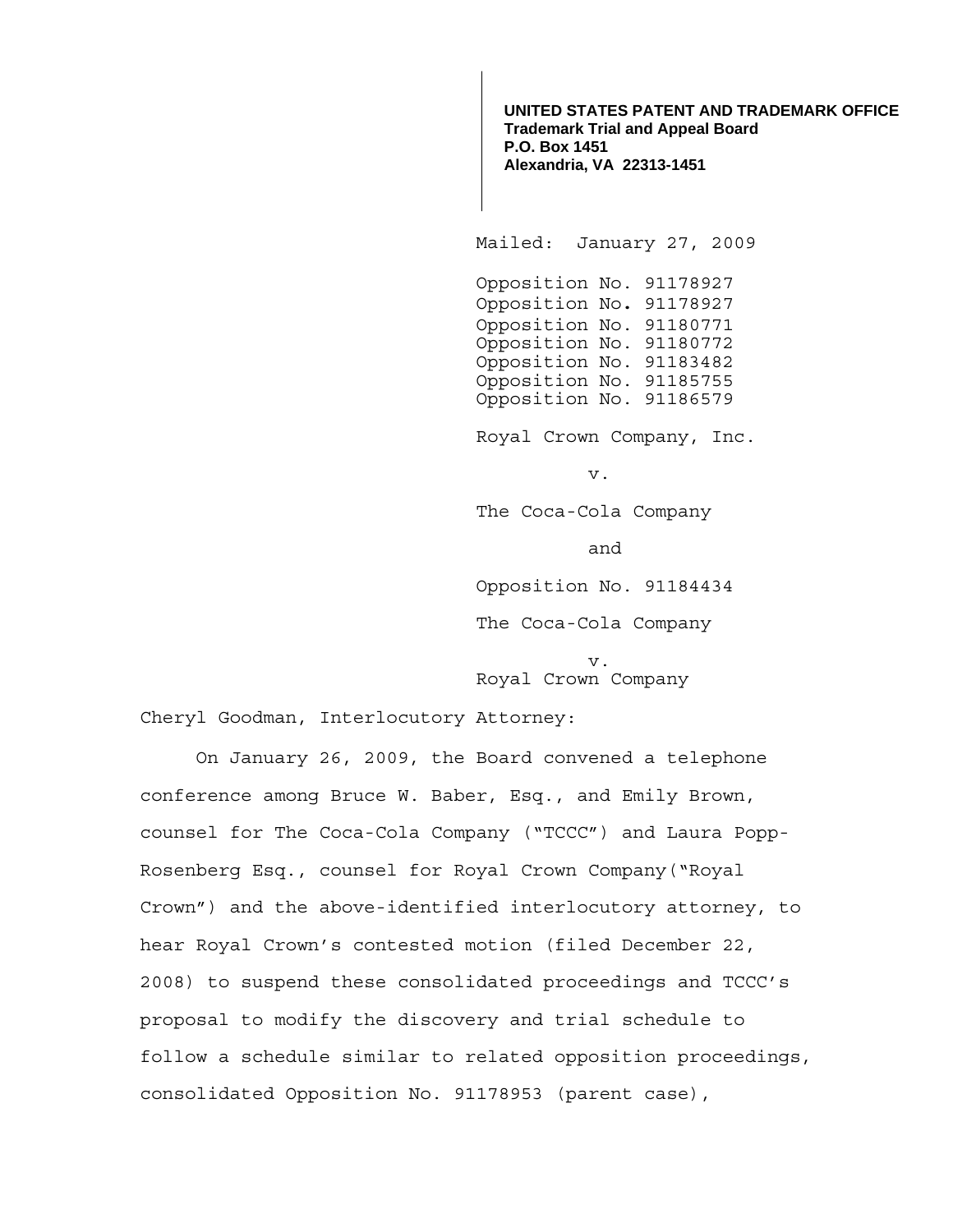**UNITED STATES PATENT AND TRADEMARK OFFICE**
**Trademark Trial and Appeal Board**
**P.O. Box 1451**
**Alexandria, VA 22313-1451**

Mailed: January 27, 2009

Opposition No. 91178927
Opposition No. 91178927
Opposition No. 91180771
Opposition No. 91180772
Opposition No. 91183482
Opposition No. 91185755
Opposition No. 91186579

Royal Crown Company, Inc.

v.

The Coca-Cola Company

and

Opposition No. 91184434

The Coca-Cola Company

v.

Royal Crown Company

Cheryl Goodman, Interlocutory Attorney:

On January 26, 2009, the Board convened a telephone conference among Bruce W. Baber, Esq., and Emily Brown, counsel for The Coca-Cola Company ("TCCC") and Laura Popp-Rosenberg Esq., counsel for Royal Crown Company("Royal Crown") and the above-identified interlocutory attorney, to hear Royal Crown's contested motion (filed December 22, 2008) to suspend these consolidated proceedings and TCCC's proposal to modify the discovery and trial schedule to follow a schedule similar to related opposition proceedings, consolidated Opposition No. 91178953 (parent case),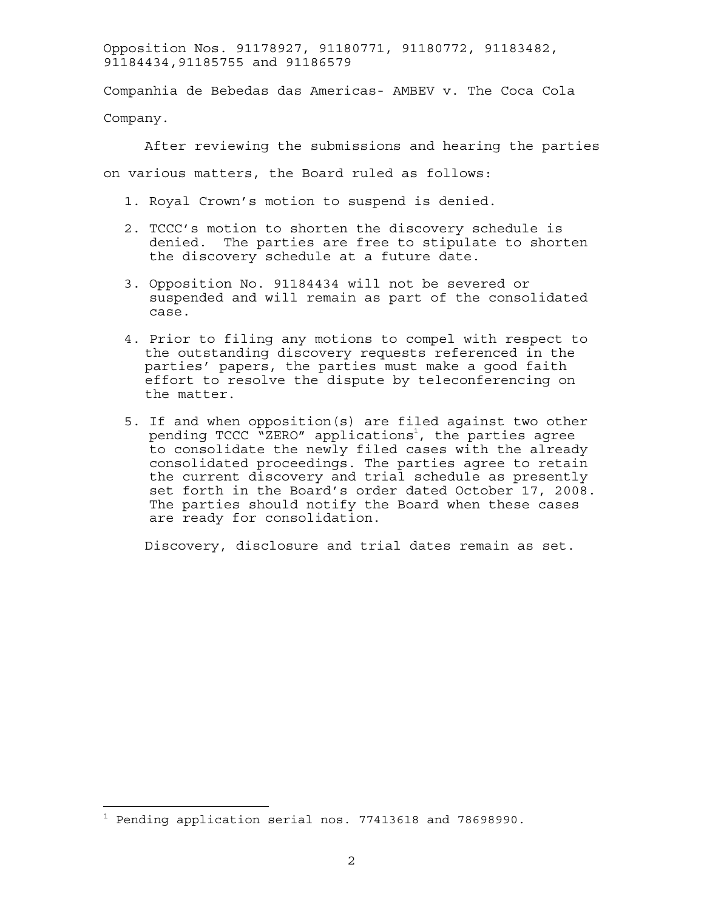Opposition Nos. 91178927, 91180771, 91180772, 91183482, 91184434,91185755 and 91186579

Companhia de Bebedas das Americas- AMBEV v. The Coca Cola Company.

After reviewing the submissions and hearing the parties on various matters, the Board ruled as follows:

1. Royal Crown's motion to suspend is denied.
2. TCCC's motion to shorten the discovery schedule is denied. The parties are free to stipulate to shorten the discovery schedule at a future date.
3. Opposition No. 91184434 will not be severed or suspended and will remain as part of the consolidated case.
4. Prior to filing any motions to compel with respect to the outstanding discovery requests referenced in the parties' papers, the parties must make a good faith effort to resolve the dispute by teleconferencing on the matter.
5. If and when opposition(s) are filed against two other pending TCCC "ZERO" applications[1], the parties agree to consolidate the newly filed cases with the already consolidated proceedings. The parties agree to retain the current discovery and trial schedule as presently set forth in the Board's order dated October 17, 2008. The parties should notify the Board when these cases are ready for consolidation.

Discovery, disclosure and trial dates remain as set.

[1] Pending application serial nos. 77413618 and 78698990.